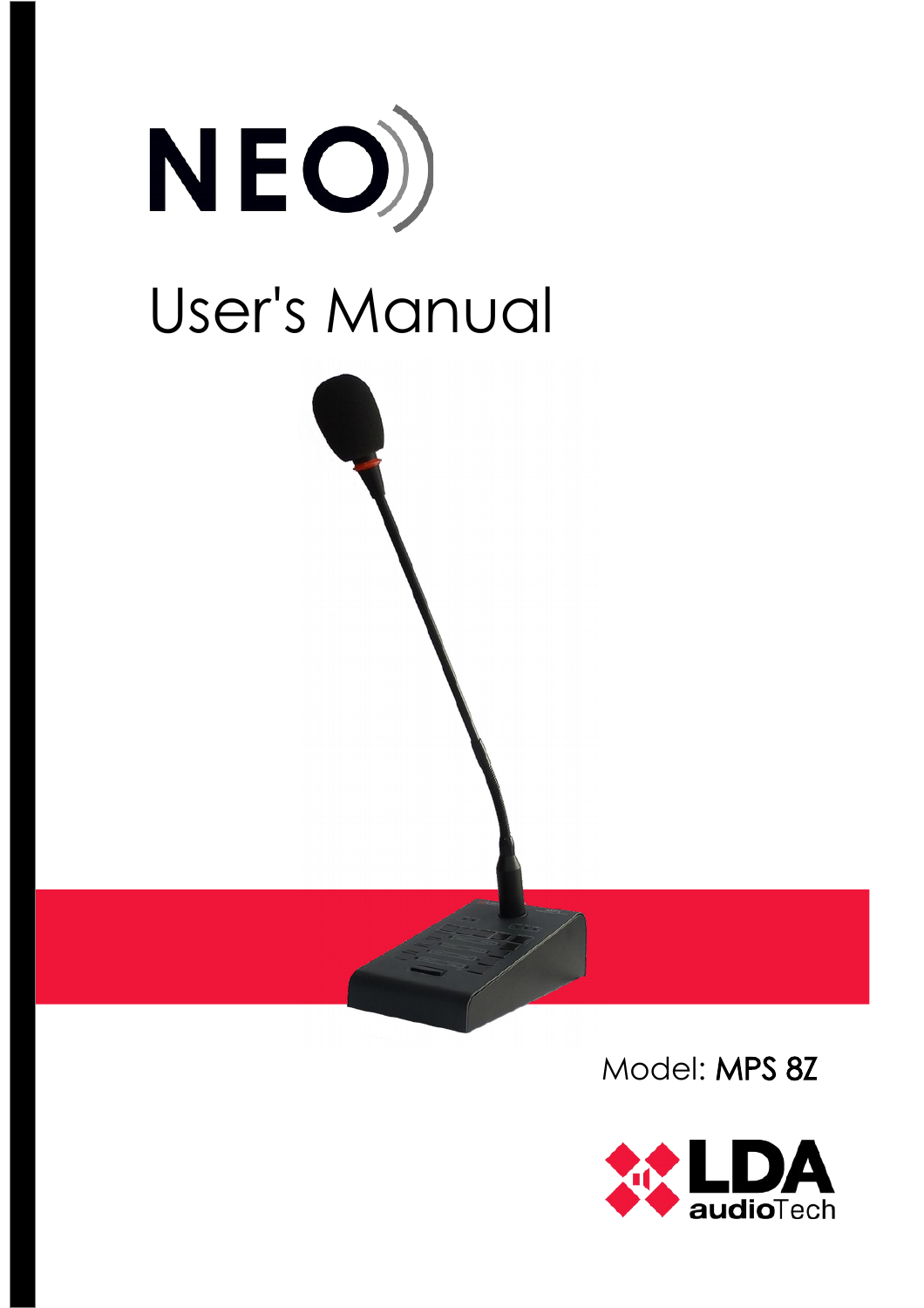# NEO

## User's Manual

Model: **MPS 8Z**

LDA audioTech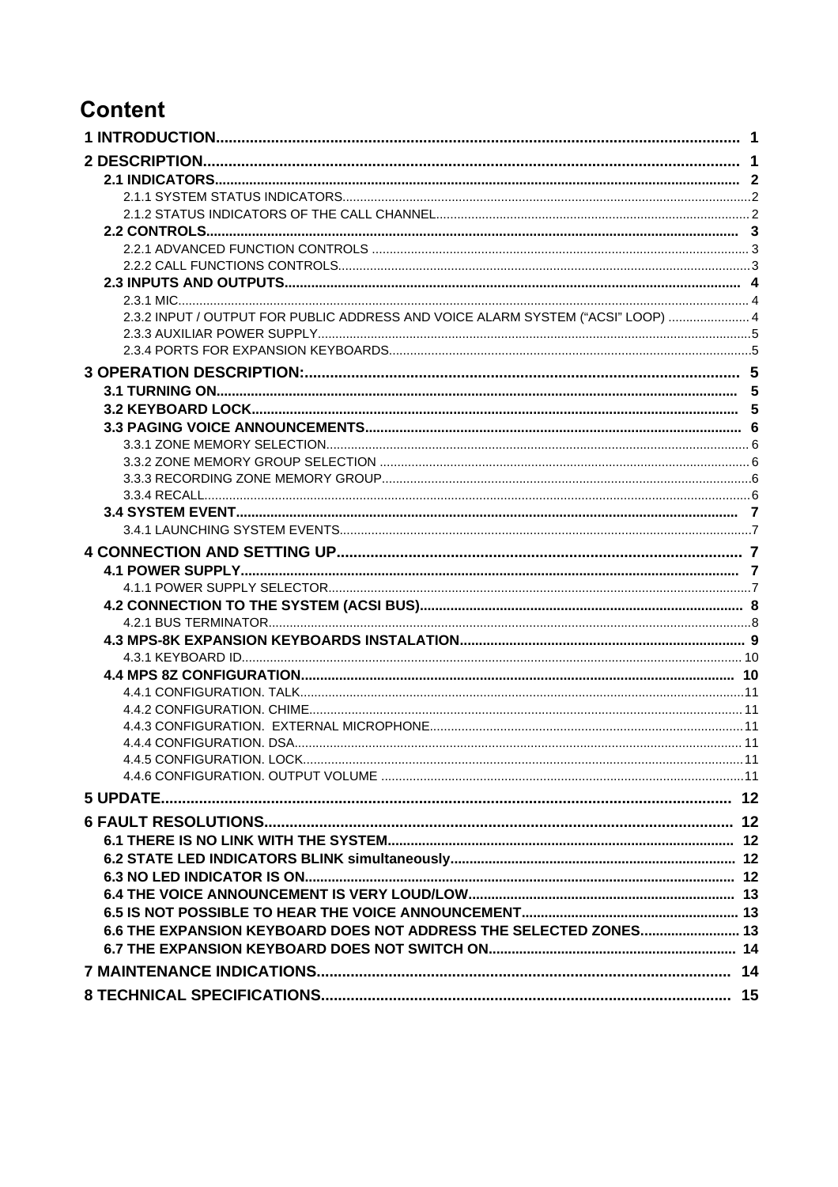# Content

- **1 INTRODUCTION** ........ 1
- **2 DESCRIPTION** ........ 1
  - **2.1 INDICATORS** ........ 2
    - 2.1.1 SYSTEM STATUS INDICATORS ........ 2
    - 2.1.2 STATUS INDICATORS OF THE CALL CHANNEL ........ 2
  - **2.2 CONTROLS** ........ 3
    - 2.2.1 ADVANCED FUNCTION CONTROLS ........ 3
    - 2.2.2 CALL FUNCTIONS CONTROLS ........ 3
  - **2.3 INPUTS AND OUTPUTS** ........ 4
    - 2.3.1 MIC ........ 4
    - 2.3.2 INPUT / OUTPUT FOR PUBLIC ADDRESS AND VOICE ALARM SYSTEM ("ACSI" LOOP) ........ 4
    - 2.3.3 AUXILIAR POWER SUPPLY ........ 5
    - 2.3.4 PORTS FOR EXPANSION KEYBOARDS ........ 5
- **3 OPERATION DESCRIPTION:** ........ 5
  - **3.1 TURNING ON** ........ 5
  - **3.2 KEYBOARD LOCK** ........ 5
  - **3.3 PAGING VOICE ANNOUNCEMENTS** ........ 6
    - 3.3.1 ZONE MEMORY SELECTION ........ 6
    - 3.3.2 ZONE MEMORY GROUP SELECTION ........ 6
    - 3.3.3 RECORDING ZONE MEMORY GROUP ........ 6
    - 3.3.4 RECALL ........ 6
  - **3.4 SYSTEM EVENT** ........ 7
    - 3.4.1 LAUNCHING SYSTEM EVENTS ........ 7
- **4 CONNECTION AND SETTING UP** ........ 7
  - **4.1 POWER SUPPLY** ........ 7
    - 4.1.1 POWER SUPPLY SELECTOR ........ 7
  - **4.2 CONNECTION TO THE SYSTEM (ACSI BUS)** ........ 8
    - 4.2.1 BUS TERMINATOR ........ 8
  - **4.3 MPS-8K EXPANSION KEYBOARDS INSTALATION** ........ 9
    - 4.3.1 KEYBOARD ID ........ 10
  - **4.4 MPS 8Z CONFIGURATION** ........ 10
    - 4.4.1 CONFIGURATION. TALK ........ 11
    - 4.4.2 CONFIGURATION. CHIME ........ 11
    - 4.4.3 CONFIGURATION. EXTERNAL MICROPHONE ........ 11
    - 4.4.4 CONFIGURATION. DSA ........ 11
    - 4.4.5 CONFIGURATION. LOCK ........ 11
    - 4.4.6 CONFIGURATION. OUTPUT VOLUME ........ 11
- **5 UPDATE** ........ 12
- **6 FAULT RESOLUTIONS** ........ 12
  - **6.1 THERE IS NO LINK WITH THE SYSTEM** ........ 12
  - **6.2 STATE LED INDICATORS BLINK simultaneously** ........ 12
  - **6.3 NO LED INDICATOR IS ON** ........ 12
  - **6.4 THE VOICE ANNOUNCEMENT IS VERY LOUD/LOW** ........ 13
  - **6.5 IS NOT POSSIBLE TO HEAR THE VOICE ANNOUNCEMENT** ........ 13
  - **6.6 THE EXPANSION KEYBOARD DOES NOT ADDRESS THE SELECTED ZONES** ........ 13
  - **6.7 THE EXPANSION KEYBOARD DOES NOT SWITCH ON** ........ 14
- **7 MAINTENANCE INDICATIONS** ........ 14
- **8 TECHNICAL SPECIFICATIONS** ........ 15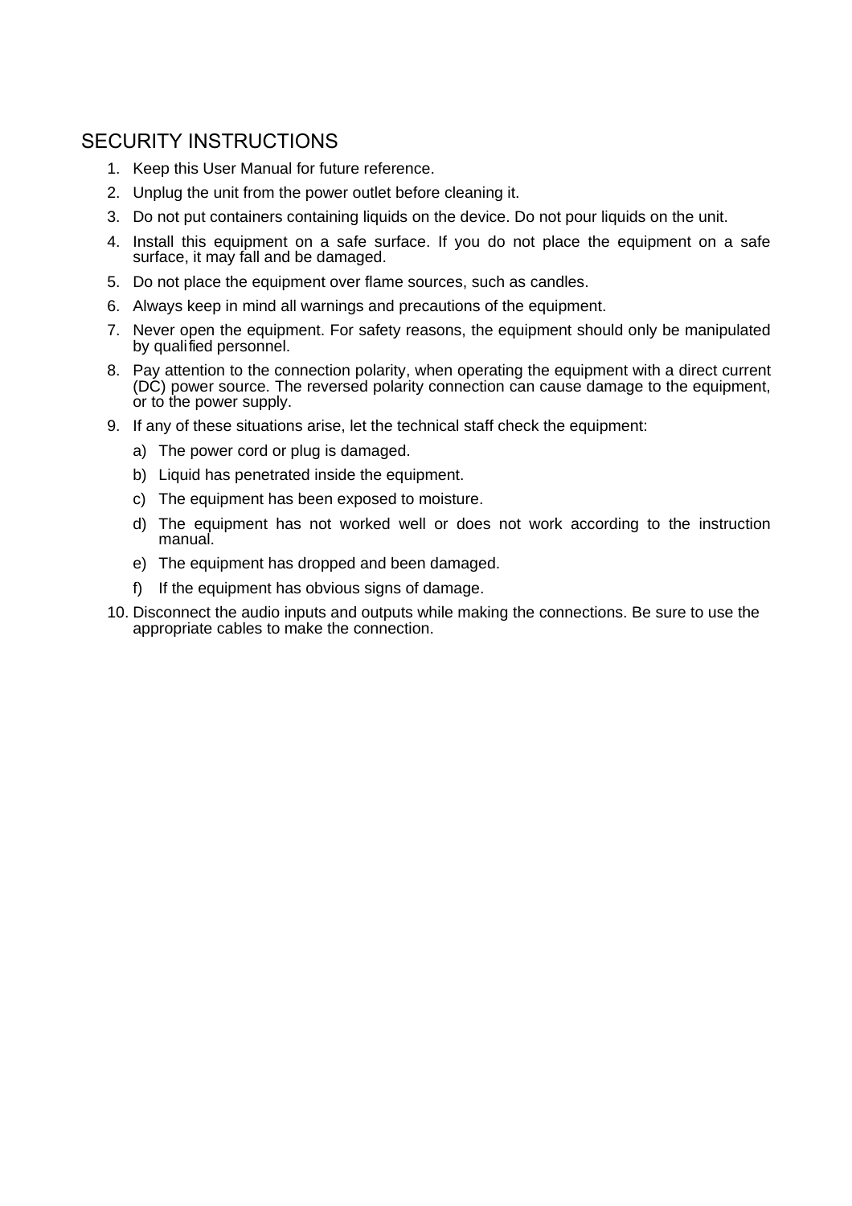## SECURITY INSTRUCTIONS

1. Keep this User Manual for future reference.
2. Unplug the unit from the power outlet before cleaning it.
3. Do not put containers containing liquids on the device. Do not pour liquids on the unit.
4. Install this equipment on a safe surface. If you do not place the equipment on a safe surface, it may fall and be damaged.
5. Do not place the equipment over flame sources, such as candles.
6. Always keep in mind all warnings and precautions of the equipment.
7. Never open the equipment. For safety reasons, the equipment should only be manipulated by qualified personnel.
8. Pay attention to the connection polarity, when operating the equipment with a direct current (DC) power source. The reversed polarity connection can cause damage to the equipment, or to the power supply.
9. If any of these situations arise, let the technical staff check the equipment:
   a) The power cord or plug is damaged.
   b) Liquid has penetrated inside the equipment.
   c) The equipment has been exposed to moisture.
   d) The equipment has not worked well or does not work according to the instruction manual.
   e) The equipment has dropped and been damaged.
   f) If the equipment has obvious signs of damage.
10. Disconnect the audio inputs and outputs while making the connections. Be sure to use the appropriate cables to make the connection.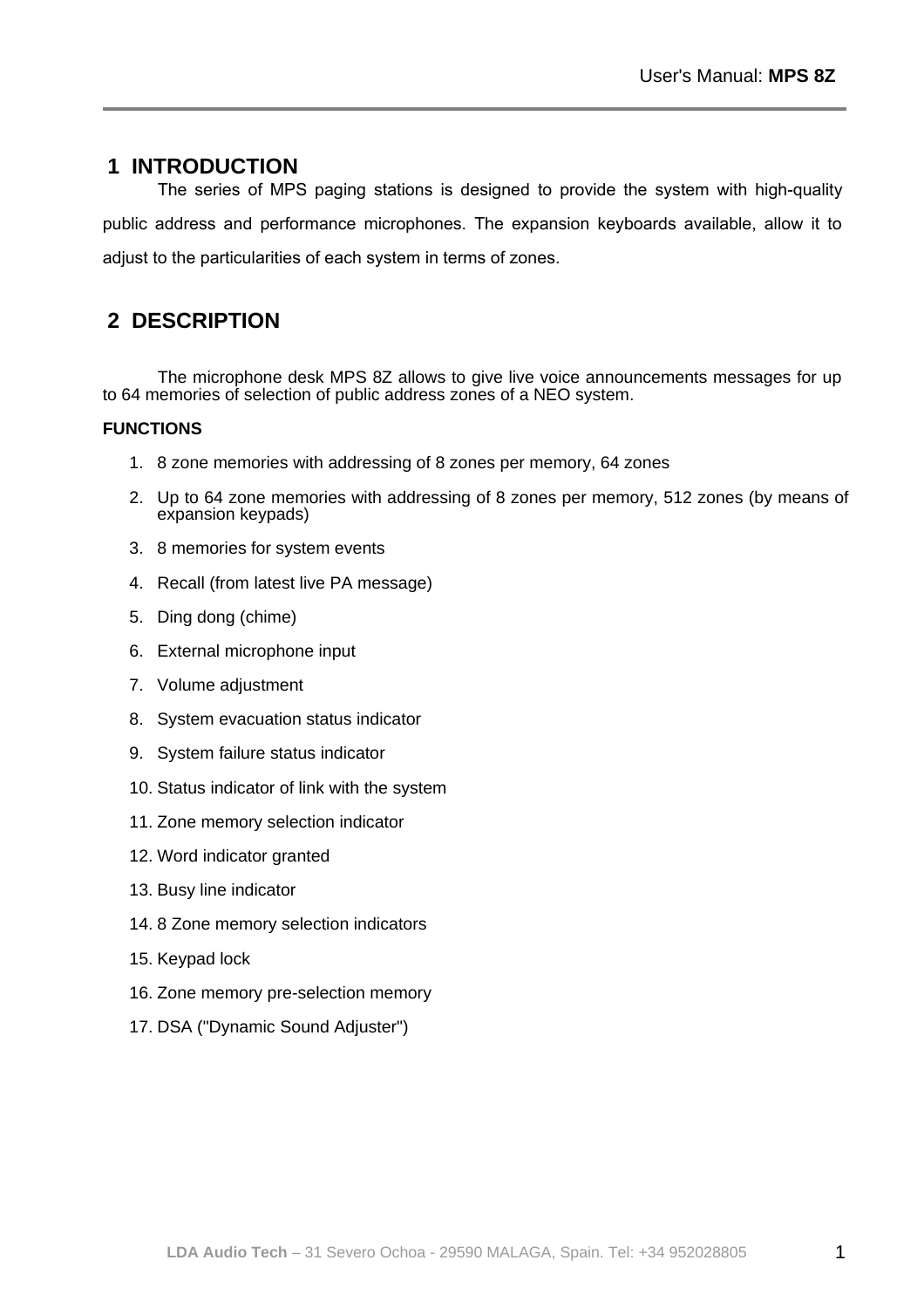# 1 INTRODUCTION

The series of MPS paging stations is designed to provide the system with high-quality public address and performance microphones. The expansion keyboards available, allow it to adjust to the particularities of each system in terms of zones.

# 2 DESCRIPTION

The microphone desk MPS 8Z allows to give live voice announcements messages for up to 64 memories of selection of public address zones of a NEO system.

**FUNCTIONS**

1. 8 zone memories with addressing of 8 zones per memory, 64 zones
2. Up to 64 zone memories with addressing of 8 zones per memory, 512 zones (by means of expansion keypads)
3. 8 memories for system events
4. Recall (from latest live PA message)
5. Ding dong (chime)
6. External microphone input
7. Volume adjustment
8. System evacuation status indicator
9. System failure status indicator
10. Status indicator of link with the system
11. Zone memory selection indicator
12. Word indicator granted
13. Busy line indicator
14. 8 Zone memory selection indicators
15. Keypad lock
16. Zone memory pre-selection memory
17. DSA ("Dynamic Sound Adjuster")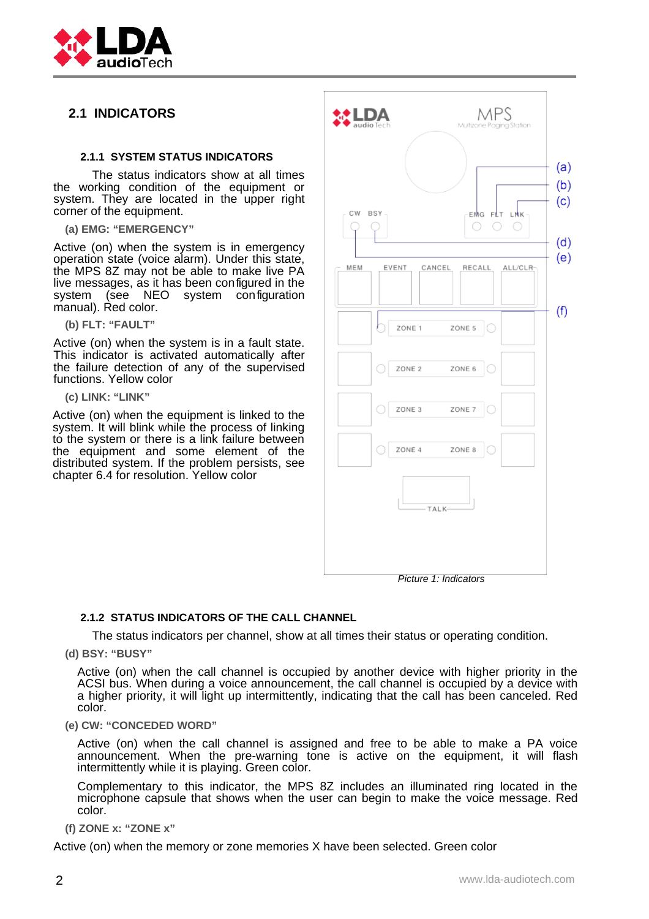## 2.1 INDICATORS

### 2.1.1 SYSTEM STATUS INDICATORS

The status indicators show at all times the working condition of the equipment or system. They are located in the upper right corner of the equipment.

**(a) EMG: "EMERGENCY"**

Active (on) when the system is in emergency operation state (voice alarm). Under this state, the MPS 8Z may not be able to make live PA live messages, as it has been configured in the system (see NEO system configuration manual). Red color.

**(b) FLT: "FAULT"**

Active (on) when the system is in a fault state. This indicator is activated automatically after the failure detection of any of the supervised functions. Yellow color

**(c) LINK: "LINK"**

Active (on) when the equipment is linked to the system. It will blink while the process of linking to the system or there is a link failure between the equipment and some element of the distributed system. If the problem persists, see chapter 6.4 for resolution. Yellow color

*Picture 1: Indicators*

### 2.1.2 STATUS INDICATORS OF THE CALL CHANNEL

The status indicators per channel, show at all times their status or operating condition.

**(d) BSY: "BUSY"**

Active (on) when the call channel is occupied by another device with higher priority in the ACSI bus. When during a voice announcement, the call channel is occupied by a device with a higher priority, it will light up intermittently, indicating that the call has been canceled. Red color.

**(e) CW: "CONCEDED WORD"**

Active (on) when the call channel is assigned and free to be able to make a PA voice announcement. When the pre-warning tone is active on the equipment, it will flash intermittently while it is playing. Green color.

Complementary to this indicator, the MPS 8Z includes an illuminated ring located in the microphone capsule that shows when the user can begin to make the voice message. Red color.

**(f) ZONE x: "ZONE x"**

Active (on) when the memory or zone memories X have been selected. Green color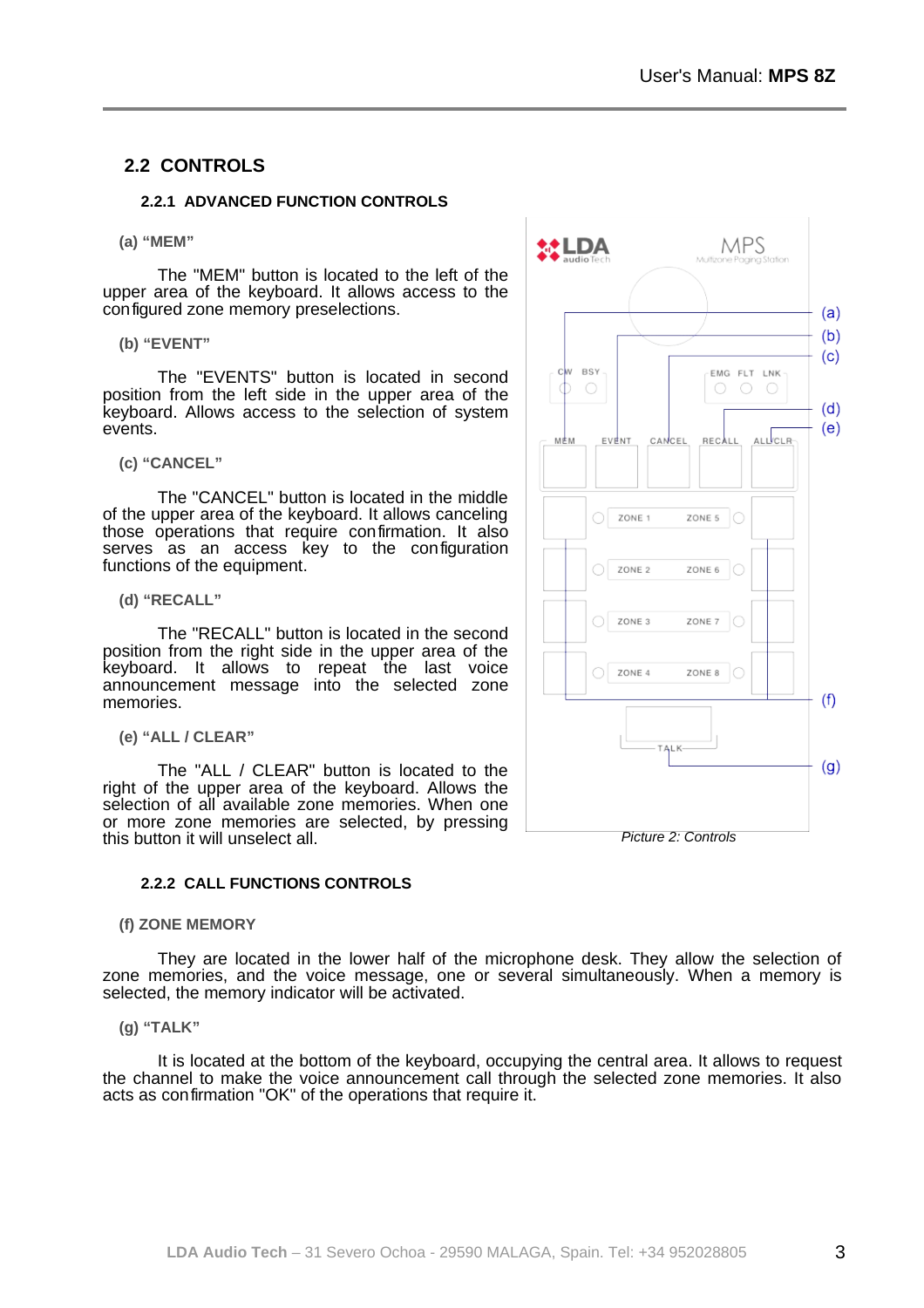## 2.2 CONTROLS

### 2.2.1 ADVANCED FUNCTION CONTROLS

**(a) "MEM"**

The "MEM" button is located to the left of the upper area of the keyboard. It allows access to the configured zone memory preselections.

**(b) "EVENT"**

The "EVENTS" button is located in second position from the left side in the upper area of the keyboard. Allows access to the selection of system events.

**(c) "CANCEL"**

The "CANCEL" button is located in the middle of the upper area of the keyboard. It allows canceling those operations that require confirmation. It also serves as an access key to the configuration functions of the equipment.

**(d) "RECALL"**

The "RECALL" button is located in the second position from the right side in the upper area of the keyboard. It allows to repeat the last voice announcement message into the selected zone memories.

**(e) "ALL / CLEAR"**

The "ALL / CLEAR" button is located to the right of the upper area of the keyboard. Allows the selection of all available zone memories. When one or more zone memories are selected, by pressing this button it will unselect all.

*Picture 2: Controls*

### 2.2.2 CALL FUNCTIONS CONTROLS

**(f) ZONE MEMORY**

They are located in the lower half of the microphone desk. They allow the selection of zone memories, and the voice message, one or several simultaneously. When a memory is selected, the memory indicator will be activated.

**(g) "TALK"**

It is located at the bottom of the keyboard, occupying the central area. It allows to request the channel to make the voice announcement call through the selected zone memories. It also acts as confirmation "OK" of the operations that require it.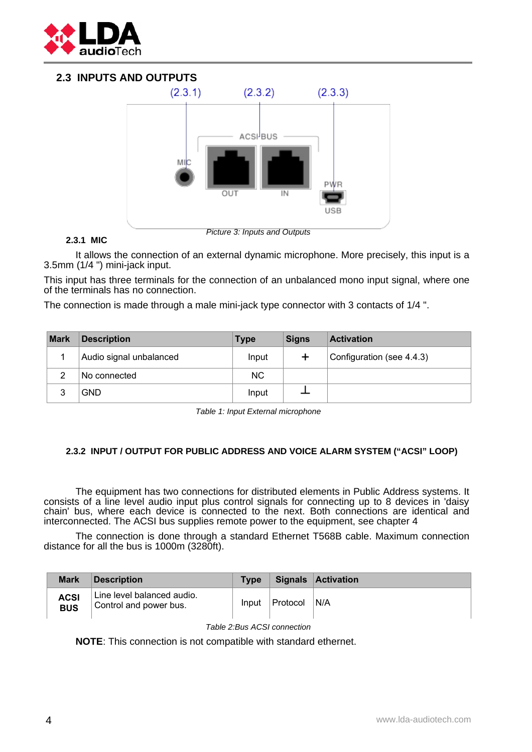## 2.3 INPUTS AND OUTPUTS

Picture 3: Inputs and Outputs

### 2.3.1 MIC

It allows the connection of an external dynamic microphone. More precisely, this input is a 3.5mm (1/4 ") mini-jack input.

This input has three terminals for the connection of an unbalanced mono input signal, where one of the terminals has no connection.

The connection is made through a male mini-jack type connector with 3 contacts of 1/4 ".

| Mark | Description | Type | Signs | Activation |
|---|---|---|---|---|
| 1 | Audio signal unbalanced | Input | + | Configuration (see 4.4.3) |
| 2 | No connected | NC | | |
| 3 | GND | Input | ⊥ | |

*Table 1: Input External microphone*

### 2.3.2 INPUT / OUTPUT FOR PUBLIC ADDRESS AND VOICE ALARM SYSTEM ("ACSI" LOOP)

The equipment has two connections for distributed elements in Public Address systems. It consists of a line level audio input plus control signals for connecting up to 8 devices in 'daisy chain' bus, where each device is connected to the next. Both connections are identical and interconnected. The ACSI bus supplies remote power to the equipment, see chapter 4

The connection is done through a standard Ethernet T568B cable. Maximum connection distance for all the bus is 1000m (3280ft).

| Mark | Description | Type | Signals | Activation |
|---|---|---|---|---|
| **ACSI BUS** | Line level balanced audio. Control and power bus. | Input | Protocol | N/A |

*Table 2:Bus ACSI connection*

**NOTE**: This connection is not compatible with standard ethernet.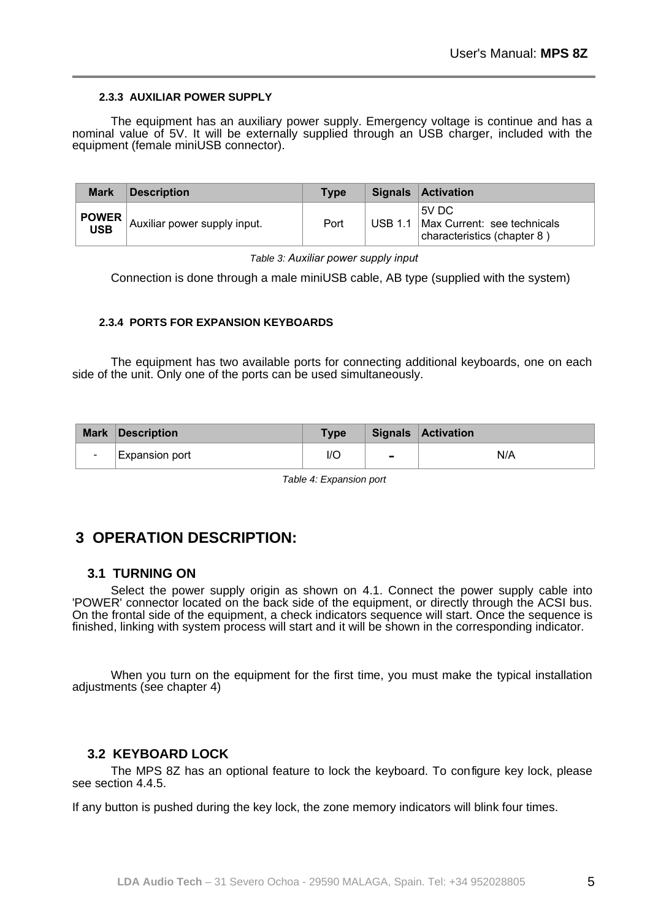#### 2.3.3 AUXILIAR POWER SUPPLY

The equipment has an auxiliary power supply. Emergency voltage is continue and has a nominal value of 5V. It will be externally supplied through an USB charger, included with the equipment (female miniUSB connector).

| Mark | Description | Type | Signals | Activation |
|---|---|---|---|---|
| **POWER USB** | Auxiliar power supply input. | Port | USB 1.1 | 5V DC<br>Max Current: see technicals characteristics (chapter 8 ) |

*Table 3: Auxiliar power supply input*

Connection is done through a male miniUSB cable, AB type (supplied with the system)

#### 2.3.4 PORTS FOR EXPANSION KEYBOARDS

The equipment has two available ports for connecting additional keyboards, one on each side of the unit. Only one of the ports can be used simultaneously.

| Mark | Description | Type | Signals | Activation |
|---|---|---|---|---|
| - | Expansion port | I/O | - | N/A |

*Table 4: Expansion port*

# 3 OPERATION DESCRIPTION:

## 3.1 TURNING ON

Select the power supply origin as shown on 4.1. Connect the power supply cable into 'POWER' connector located on the back side of the equipment, or directly through the ACSI bus. On the frontal side of the equipment, a check indicators sequence will start. Once the sequence is finished, linking with system process will start and it will be shown in the corresponding indicator.

When you turn on the equipment for the first time, you must make the typical installation adjustments (see chapter 4)

## 3.2 KEYBOARD LOCK

The MPS 8Z has an optional feature to lock the keyboard. To configure key lock, please see section 4.4.5.

If any button is pushed during the key lock, the zone memory indicators will blink four times.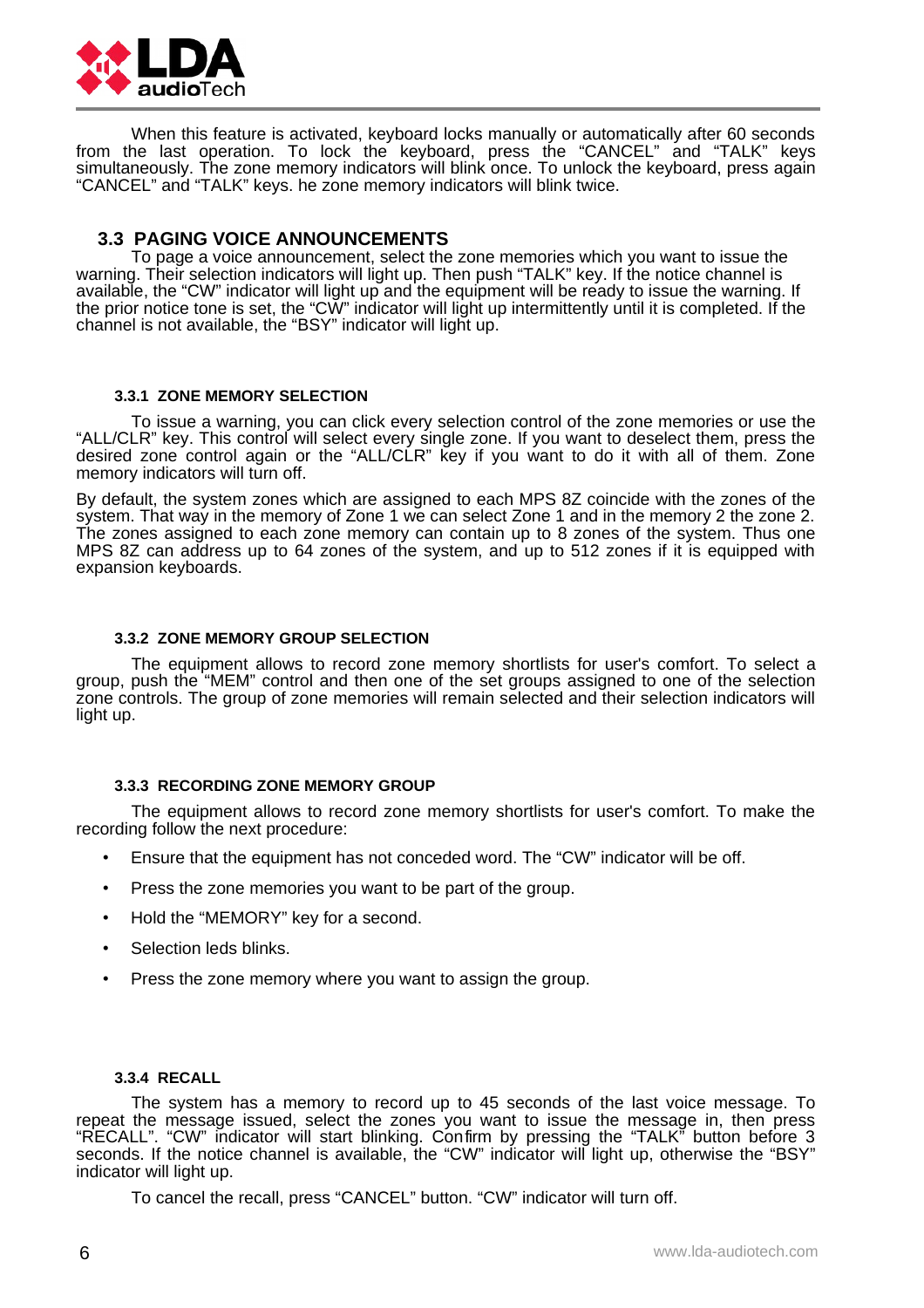When this feature is activated, keyboard locks manually or automatically after 60 seconds from the last operation. To lock the keyboard, press the “CANCEL” and “TALK” keys simultaneously. The zone memory indicators will blink once. To unlock the keyboard, press again “CANCEL” and “TALK” keys. he zone memory indicators will blink twice.

## 3.3 PAGING VOICE ANNOUNCEMENTS

To page a voice announcement, select the zone memories which you want to issue the warning. Their selection indicators will light up. Then push “TALK” key. If the notice channel is available, the “CW” indicator will light up and the equipment will be ready to issue the warning. If the prior notice tone is set, the “CW” indicator will light up intermittently until it is completed. If the channel is not available, the “BSY” indicator will light up.

### 3.3.1 ZONE MEMORY SELECTION

To issue a warning, you can click every selection control of the zone memories or use the “ALL/CLR” key. This control will select every single zone. If you want to deselect them, press the desired zone control again or the “ALL/CLR” key if you want to do it with all of them. Zone memory indicators will turn off.

By default, the system zones which are assigned to each MPS 8Z coincide with the zones of the system. That way in the memory of Zone 1 we can select Zone 1 and in the memory 2 the zone 2. The zones assigned to each zone memory can contain up to 8 zones of the system. Thus one MPS 8Z can address up to 64 zones of the system, and up to 512 zones if it is equipped with expansion keyboards.

### 3.3.2 ZONE MEMORY GROUP SELECTION

The equipment allows to record zone memory shortlists for user's comfort. To select a group, push the “MEM” control and then one of the set groups assigned to one of the selection zone controls. The group of zone memories will remain selected and their selection indicators will light up.

### 3.3.3 RECORDING ZONE MEMORY GROUP

The equipment allows to record zone memory shortlists for user's comfort. To make the recording follow the next procedure:

- Ensure that the equipment has not conceded word. The “CW” indicator will be off.
- Press the zone memories you want to be part of the group.
- Hold the “MEMORY” key for a second.
- Selection leds blinks.
- Press the zone memory where you want to assign the group.

### 3.3.4 RECALL

The system has a memory to record up to 45 seconds of the last voice message. To repeat the message issued, select the zones you want to issue the message in, then press “RECALL”. “CW” indicator will start blinking. Confirm by pressing the “TALK” button before 3 seconds. If the notice channel is available, the “CW” indicator will light up, otherwise the “BSY” indicator will light up.

To cancel the recall, press “CANCEL” button. “CW” indicator will turn off.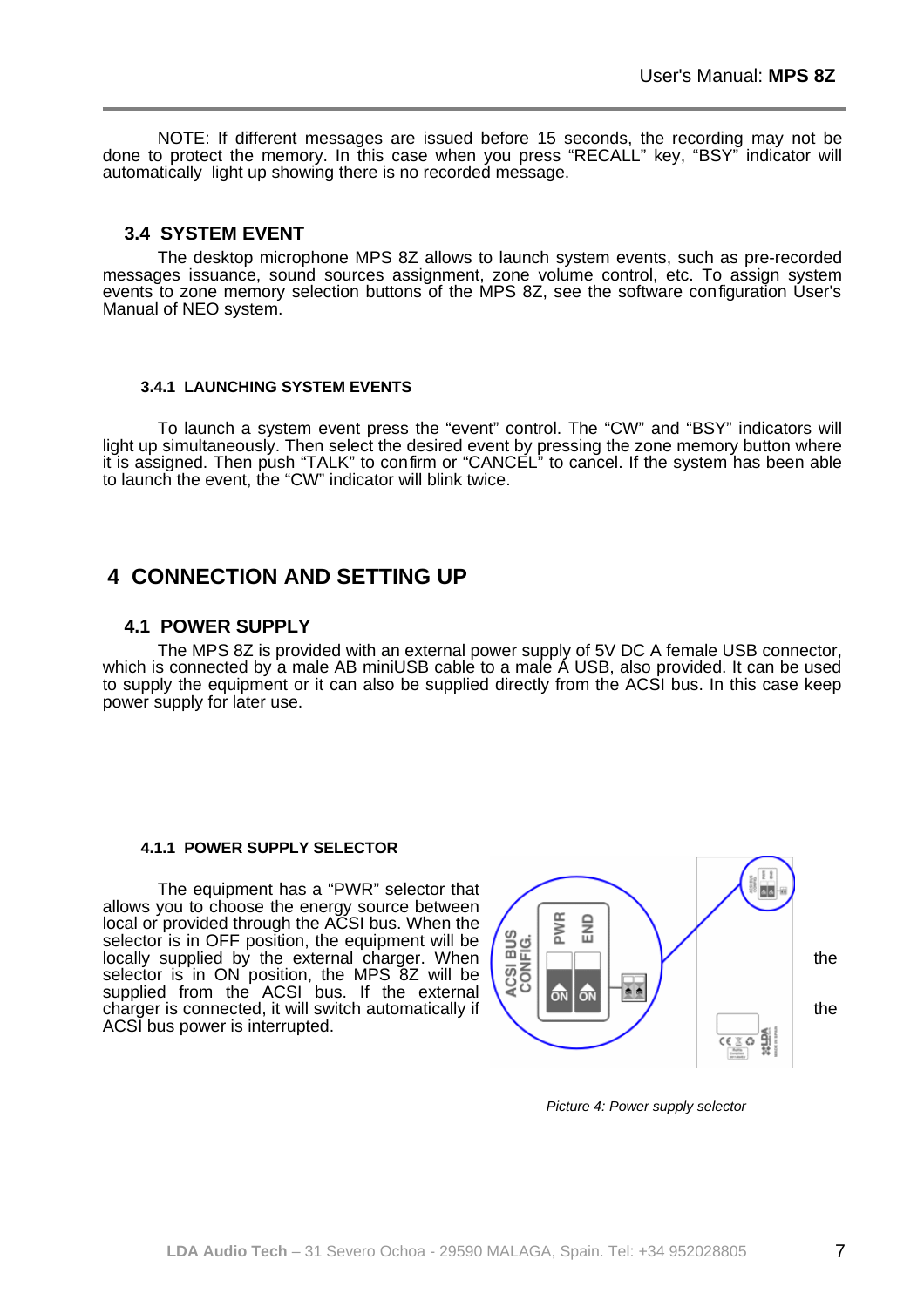NOTE: If different messages are issued before 15 seconds, the recording may not be done to protect the memory. In this case when you press “RECALL” key, “BSY” indicator will automatically light up showing there is no recorded message.

### 3.4 SYSTEM EVENT

The desktop microphone MPS 8Z allows to launch system events, such as pre-recorded messages issuance, sound sources assignment, zone volume control, etc. To assign system events to zone memory selection buttons of the MPS 8Z, see the software configuration User's Manual of NEO system.

#### 3.4.1 LAUNCHING SYSTEM EVENTS

To launch a system event press the “event” control. The “CW” and “BSY” indicators will light up simultaneously. Then select the desired event by pressing the zone memory button where it is assigned. Then push “TALK” to confirm or “CANCEL” to cancel. If the system has been able to launch the event, the “CW” indicator will blink twice.

## 4 CONNECTION AND SETTING UP

### 4.1 POWER SUPPLY

The MPS 8Z is provided with an external power supply of 5V DC A female USB connector, which is connected by a male AB miniUSB cable to a male A USB, also provided. It can be used to supply the equipment or it can also be supplied directly from the ACSI bus. In this case keep power supply for later use.

#### 4.1.1 POWER SUPPLY SELECTOR

The equipment has a “PWR” selector that allows you to choose the energy source between local or provided through the ACSI bus. When the selector is in OFF position, the equipment will be locally supplied by the external charger. When the selector is in ON position, the MPS 8Z will be supplied from the ACSI bus. If the external charger is connected, it will switch automatically if the ACSI bus power is interrupted.

*Picture 4: Power supply selector*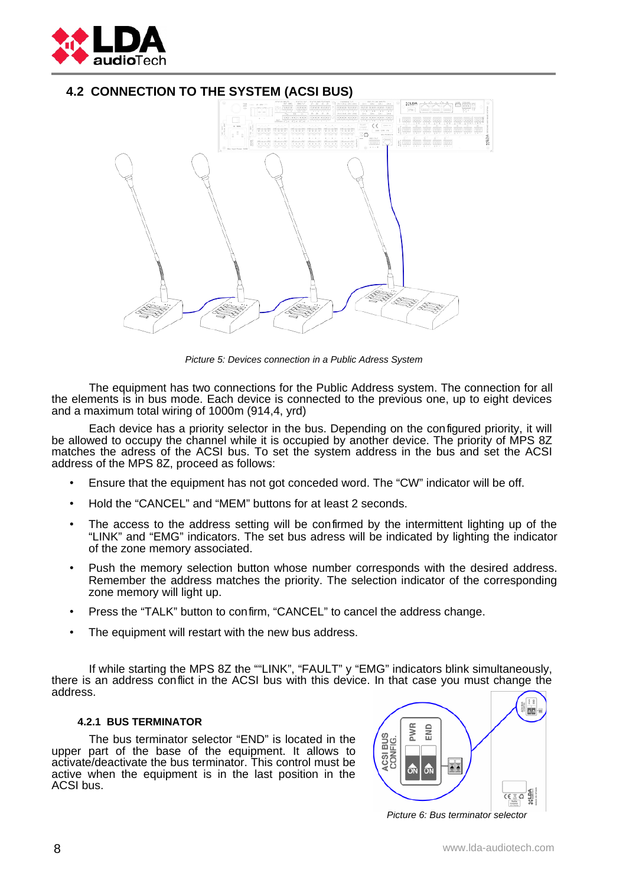## 4.2 CONNECTION TO THE SYSTEM (ACSI BUS)

*Picture 5: Devices connection in a Public Adress System*

The equipment has two connections for the Public Address system. The connection for all the elements is in bus mode. Each device is connected to the previous one, up to eight devices and a maximum total wiring of 1000m (914,4, yrd)

Each device has a priority selector in the bus. Depending on the configured priority, it will be allowed to occupy the channel while it is occupied by another device. The priority of MPS 8Z matches the adress of the ACSI bus. To set the system address in the bus and set the ACSI address of the MPS 8Z, proceed as follows:

- Ensure that the equipment has not got conceded word. The "CW" indicator will be off.
- Hold the "CANCEL" and "MEM" buttons for at least 2 seconds.
- The access to the address setting will be confirmed by the intermittent lighting up of the "LINK" and "EMG" indicators. The set bus adress will be indicated by lighting the indicator of the zone memory associated.
- Push the memory selection button whose number corresponds with the desired address. Remember the address matches the priority. The selection indicator of the corresponding zone memory will light up.
- Press the "TALK" button to confirm, "CANCEL" to cancel the address change.
- The equipment will restart with the new bus address.

If while starting the MPS 8Z the ""LINK", "FAULT" y "EMG" indicators blink simultaneously, there is an address conflict in the ACSI bus with this device. In that case you must change the address.

### 4.2.1 BUS TERMINATOR

The bus terminator selector "END" is located in the upper part of the base of the equipment. It allows to activate/deactivate the bus terminator. This control must be active when the equipment is in the last position in the ACSI bus.

*Picture 6: Bus terminator selector*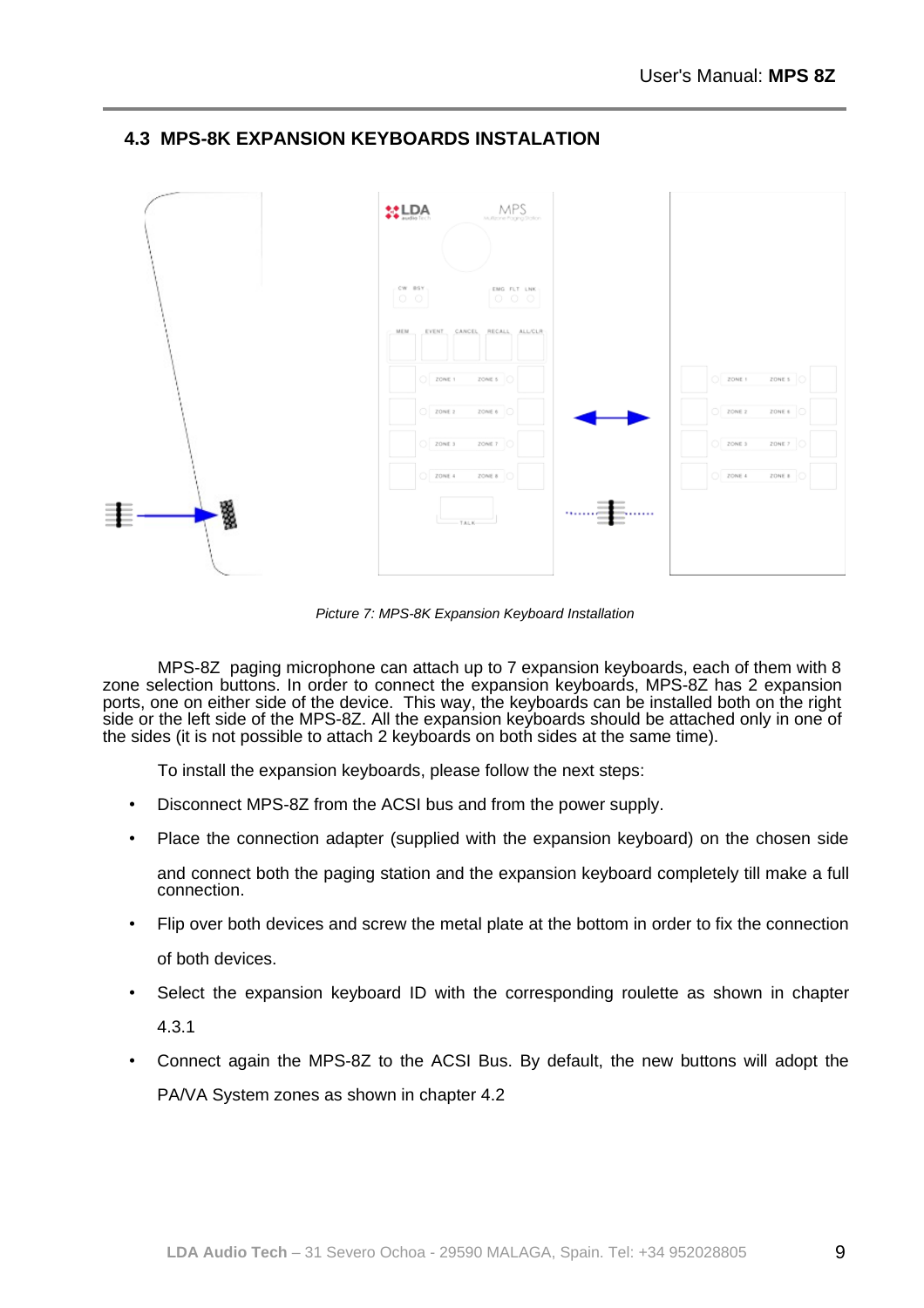## 4.3 MPS-8K EXPANSION KEYBOARDS INSTALATION

*Picture 7: MPS-8K Expansion Keyboard Installation*

MPS-8Z paging microphone can attach up to 7 expansion keyboards, each of them with 8 zone selection buttons. In order to connect the expansion keyboards, MPS-8Z has 2 expansion ports, one on either side of the device. This way, the keyboards can be installed both on the right side or the left side of the MPS-8Z. All the expansion keyboards should be attached only in one of the sides (it is not possible to attach 2 keyboards on both sides at the same time).

To install the expansion keyboards, please follow the next steps:

- Disconnect MPS-8Z from the ACSI bus and from the power supply.
- Place the connection adapter (supplied with the expansion keyboard) on the chosen side and connect both the paging station and the expansion keyboard completely till make a full connection.
- Flip over both devices and screw the metal plate at the bottom in order to fix the connection of both devices.
- Select the expansion keyboard ID with the corresponding roulette as shown in chapter 4.3.1
- Connect again the MPS-8Z to the ACSI Bus. By default, the new buttons will adopt the PA/VA System zones as shown in chapter 4.2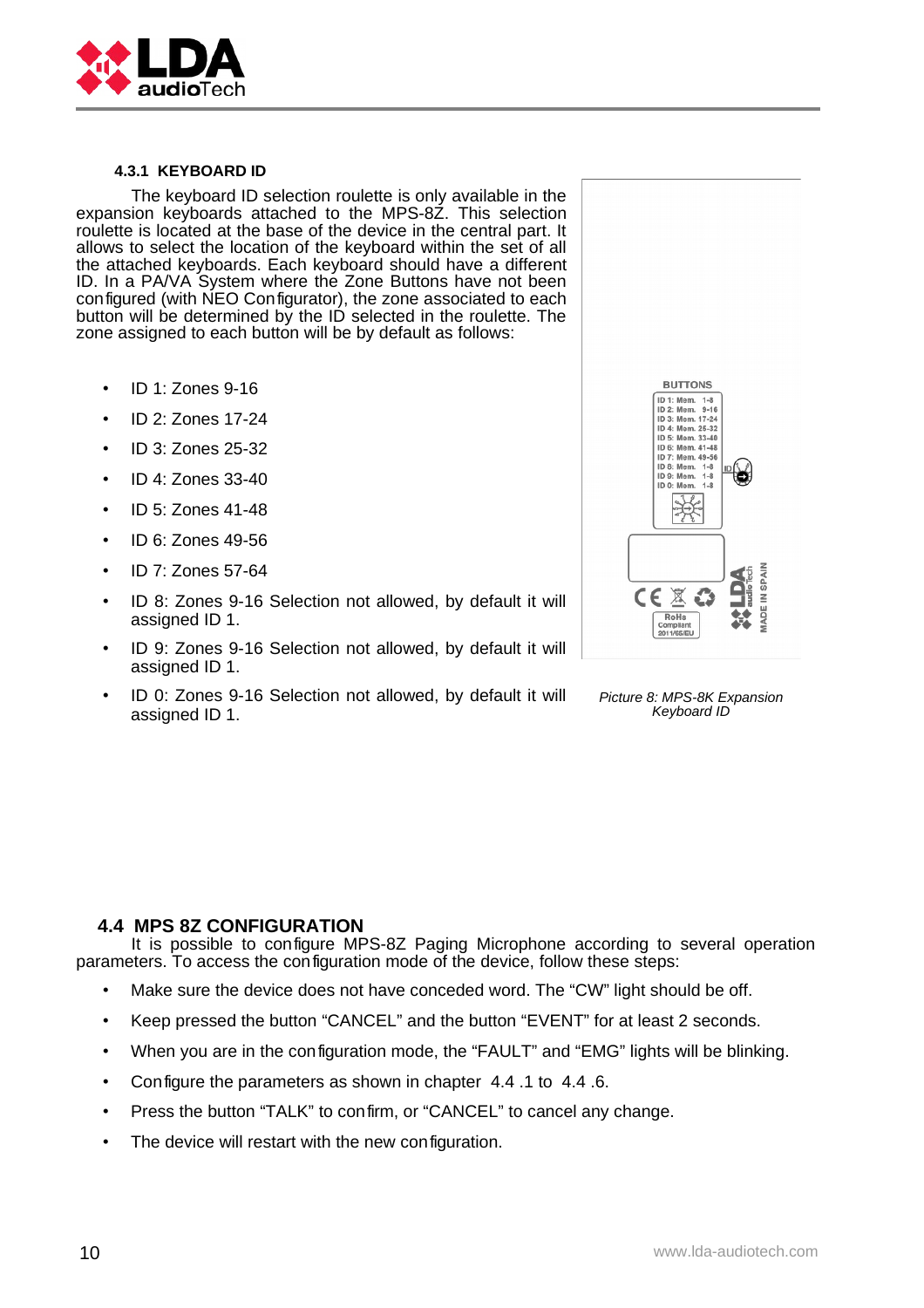#### 4.3.1 KEYBOARD ID

The keyboard ID selection roulette is only available in the expansion keyboards attached to the MPS-8Z. This selection roulette is located at the base of the device in the central part. It allows to select the location of the keyboard within the set of all the attached keyboards. Each keyboard should have a different ID. In a PA/VA System where the Zone Buttons have not been configured (with NEO Configurator), the zone associated to each button will be determined by the ID selected in the roulette. The zone assigned to each button will be by default as follows:

- ID 1: Zones 9-16
- ID 2: Zones 17-24
- ID 3: Zones 25-32
- ID 4: Zones 33-40
- ID 5: Zones 41-48
- ID 6: Zones 49-56
- ID 7: Zones 57-64
- ID 8: Zones 9-16 Selection not allowed, by default it will assigned ID 1.
- ID 9: Zones 9-16 Selection not allowed, by default it will assigned ID 1.
- ID 0: Zones 9-16 Selection not allowed, by default it will assigned ID 1.

*Picture 8: MPS-8K Expansion Keyboard ID*

### 4.4 MPS 8Z CONFIGURATION

It is possible to configure MPS-8Z Paging Microphone according to several operation parameters. To access the configuration mode of the device, follow these steps:

- Make sure the device does not have conceded word. The "CW" light should be off.
- Keep pressed the button "CANCEL" and the button "EVENT" for at least 2 seconds.
- When you are in the configuration mode, the "FAULT" and "EMG" lights will be blinking.
- Configure the parameters as shown in chapter 4.4 .1 to 4.4 .6.
- Press the button "TALK" to confirm, or "CANCEL" to cancel any change.
- The device will restart with the new configuration.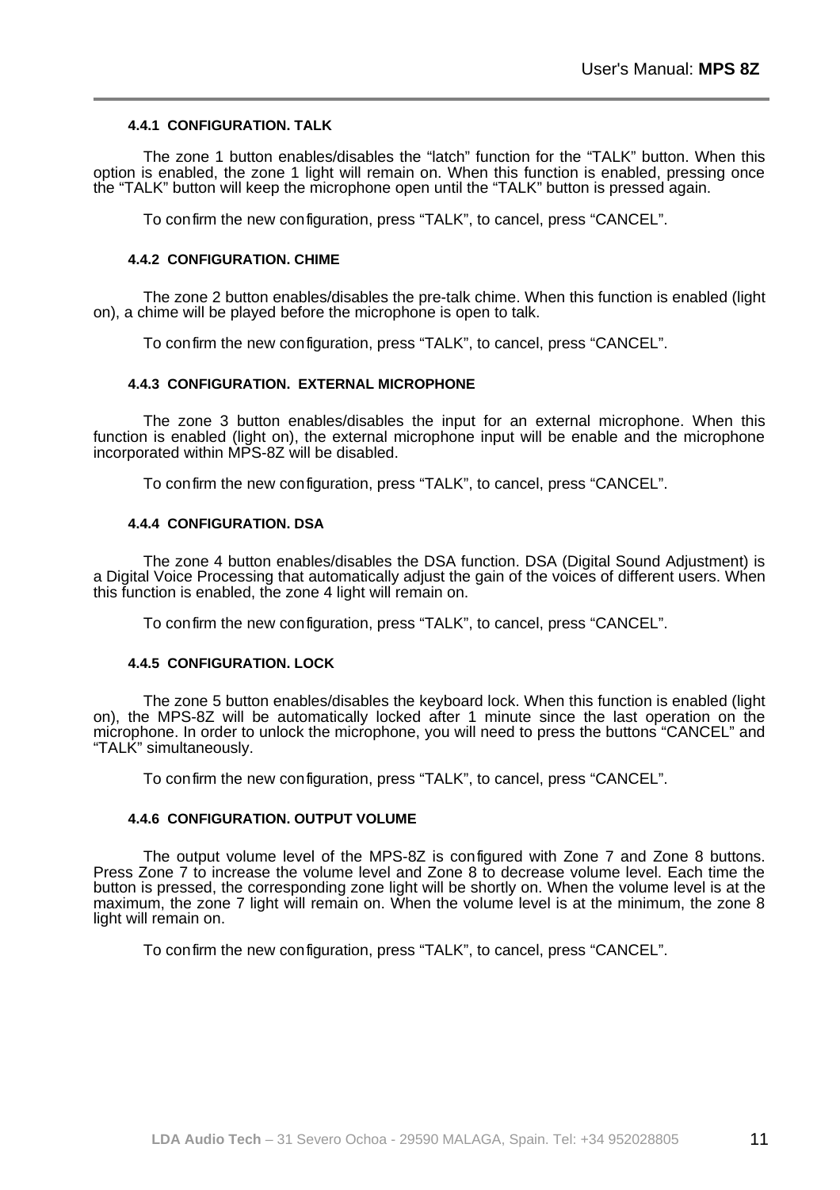#### 4.4.1 CONFIGURATION. TALK

The zone 1 button enables/disables the “latch” function for the “TALK” button. When this option is enabled, the zone 1 light will remain on. When this function is enabled, pressing once the “TALK” button will keep the microphone open until the “TALK” button is pressed again.

To confirm the new configuration, press “TALK”, to cancel, press “CANCEL”.

#### 4.4.2 CONFIGURATION. CHIME

The zone 2 button enables/disables the pre-talk chime. When this function is enabled (light on), a chime will be played before the microphone is open to talk.

To confirm the new configuration, press “TALK”, to cancel, press “CANCEL”.

#### 4.4.3 CONFIGURATION. EXTERNAL MICROPHONE

The zone 3 button enables/disables the input for an external microphone. When this function is enabled (light on), the external microphone input will be enable and the microphone incorporated within MPS-8Z will be disabled.

To confirm the new configuration, press “TALK”, to cancel, press “CANCEL”.

#### 4.4.4 CONFIGURATION. DSA

The zone 4 button enables/disables the DSA function. DSA (Digital Sound Adjustment) is a Digital Voice Processing that automatically adjust the gain of the voices of different users. When this function is enabled, the zone 4 light will remain on.

To confirm the new configuration, press “TALK”, to cancel, press “CANCEL”.

#### 4.4.5 CONFIGURATION. LOCK

The zone 5 button enables/disables the keyboard lock. When this function is enabled (light on), the MPS-8Z will be automatically locked after 1 minute since the last operation on the microphone. In order to unlock the microphone, you will need to press the buttons “CANCEL” and “TALK” simultaneously.

To confirm the new configuration, press “TALK”, to cancel, press “CANCEL”.

#### 4.4.6 CONFIGURATION. OUTPUT VOLUME

The output volume level of the MPS-8Z is configured with Zone 7 and Zone 8 buttons. Press Zone 7 to increase the volume level and Zone 8 to decrease volume level. Each time the button is pressed, the corresponding zone light will be shortly on. When the volume level is at the maximum, the zone 7 light will remain on. When the volume level is at the minimum, the zone 8 light will remain on.

To confirm the new configuration, press “TALK”, to cancel, press “CANCEL”.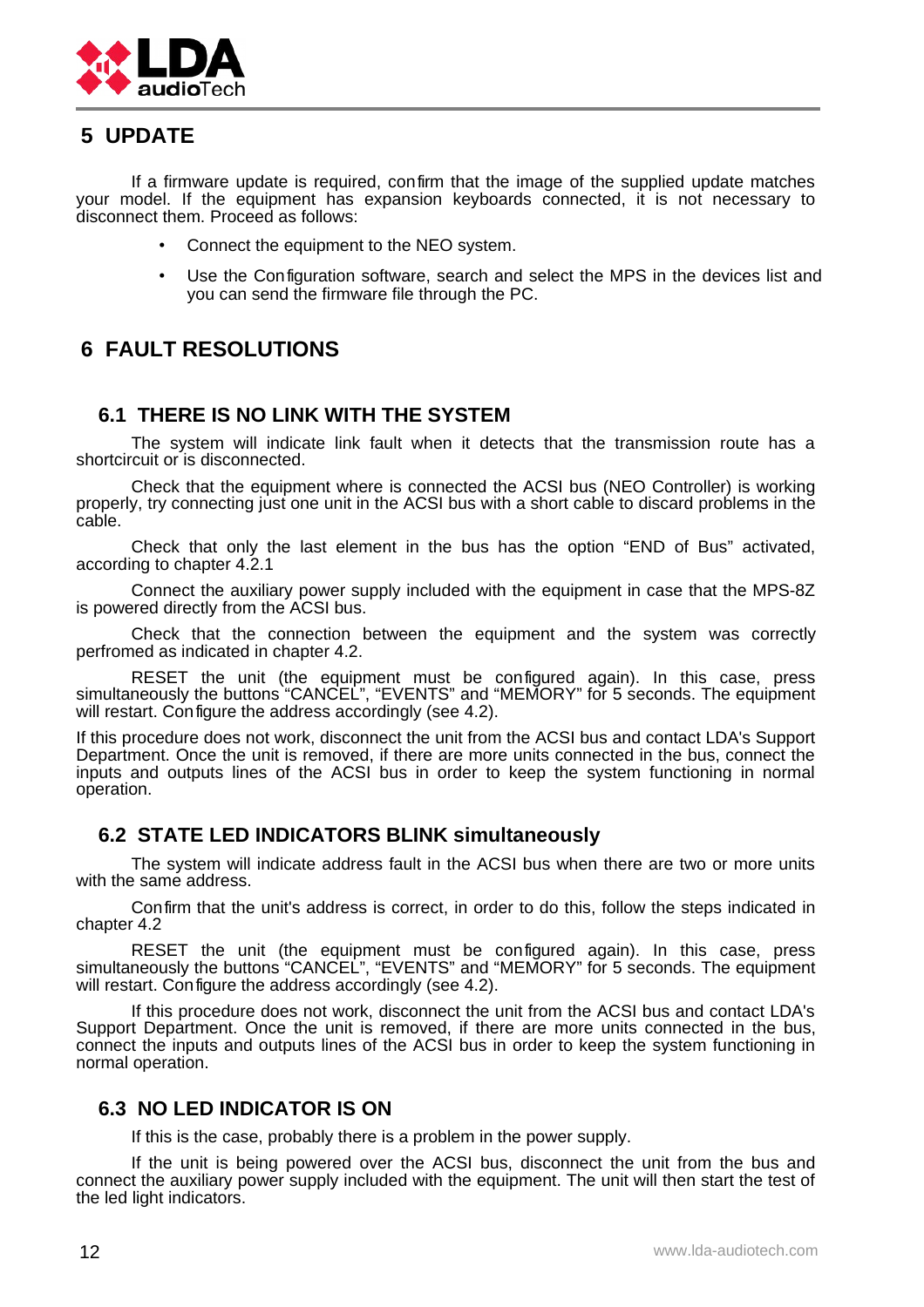# 5 UPDATE

If a firmware update is required, confirm that the image of the supplied update matches your model. If the equipment has expansion keyboards connected, it is not necessary to disconnect them. Proceed as follows:

- Connect the equipment to the NEO system.
- Use the Configuration software, search and select the MPS in the devices list and you can send the firmware file through the PC.

# 6 FAULT RESOLUTIONS

## 6.1 THERE IS NO LINK WITH THE SYSTEM

The system will indicate link fault when it detects that the transmission route has a shortcircuit or is disconnected.

Check that the equipment where is connected the ACSI bus (NEO Controller) is working properly, try connecting just one unit in the ACSI bus with a short cable to discard problems in the cable.

Check that only the last element in the bus has the option “END of Bus” activated, according to chapter 4.2.1

Connect the auxiliary power supply included with the equipment in case that the MPS-8Z is powered directly from the ACSI bus.

Check that the connection between the equipment and the system was correctly perfromed as indicated in chapter 4.2.

RESET the unit (the equipment must be configured again). In this case, press simultaneously the buttons “CANCEL”, “EVENTS” and “MEMORY” for 5 seconds. The equipment will restart. Configure the address accordingly (see 4.2).

If this procedure does not work, disconnect the unit from the ACSI bus and contact LDA's Support Department. Once the unit is removed, if there are more units connected in the bus, connect the inputs and outputs lines of the ACSI bus in order to keep the system functioning in normal operation.

## 6.2 STATE LED INDICATORS BLINK simultaneously

The system will indicate address fault in the ACSI bus when there are two or more units with the same address.

Confirm that the unit's address is correct, in order to do this, follow the steps indicated in chapter 4.2

RESET the unit (the equipment must be configured again). In this case, press simultaneously the buttons “CANCEL”, “EVENTS” and “MEMORY” for 5 seconds. The equipment will restart. Configure the address accordingly (see 4.2).

If this procedure does not work, disconnect the unit from the ACSI bus and contact LDA's Support Department. Once the unit is removed, if there are more units connected in the bus, connect the inputs and outputs lines of the ACSI bus in order to keep the system functioning in normal operation.

## 6.3 NO LED INDICATOR IS ON

If this is the case, probably there is a problem in the power supply.

If the unit is being powered over the ACSI bus, disconnect the unit from the bus and connect the auxiliary power supply included with the equipment. The unit will then start the test of the led light indicators.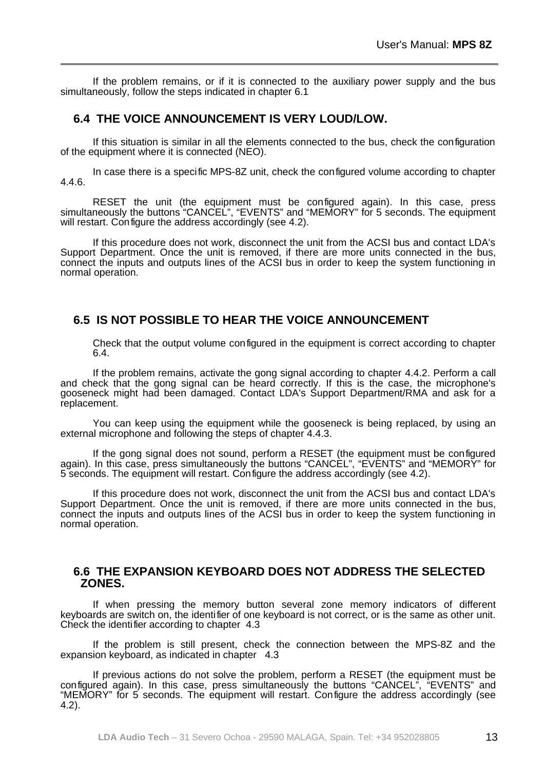If the problem remains, or if it is connected to the auxiliary power supply and the bus simultaneously, follow the steps indicated in chapter 6.1

## 6.4 THE VOICE ANNOUNCEMENT IS VERY LOUD/LOW.

If this situation is similar in all the elements connected to the bus, check the configuration of the equipment where it is connected (NEO).

In case there is a specific MPS-8Z unit, check the configured volume according to chapter 4.4.6.

RESET the unit (the equipment must be configured again). In this case, press simultaneously the buttons “CANCEL”, “EVENTS” and “MEMORY” for 5 seconds. The equipment will restart. Configure the address accordingly (see 4.2).

If this procedure does not work, disconnect the unit from the ACSI bus and contact LDA's Support Department. Once the unit is removed, if there are more units connected in the bus, connect the inputs and outputs lines of the ACSI bus in order to keep the system functioning in normal operation.

## 6.5 IS NOT POSSIBLE TO HEAR THE VOICE ANNOUNCEMENT

Check that the output volume configured in the equipment is correct according to chapter 6.4.

If the problem remains, activate the gong signal according to chapter 4.4.2. Perform a call and check that the gong signal can be heard correctly. If this is the case, the microphone's gooseneck might had been damaged. Contact LDA's Support Department/RMA and ask for a replacement.

You can keep using the equipment while the gooseneck is being replaced, by using an external microphone and following the steps of chapter 4.4.3.

If the gong signal does not sound, perform a RESET (the equipment must be configured again). In this case, press simultaneously the buttons “CANCEL”, “EVENTS” and “MEMORY” for 5 seconds. The equipment will restart. Configure the address accordingly (see 4.2).

If this procedure does not work, disconnect the unit from the ACSI bus and contact LDA's Support Department. Once the unit is removed, if there are more units connected in the bus, connect the inputs and outputs lines of the ACSI bus in order to keep the system functioning in normal operation.

## 6.6 THE EXPANSION KEYBOARD DOES NOT ADDRESS THE SELECTED ZONES.

If when pressing the memory button several zone memory indicators of different keyboards are switch on, the identifier of one keyboard is not correct, or is the same as other unit. Check the identifier according to chapter 4.3

If the problem is still present, check the connection between the MPS-8Z and the expansion keyboard, as indicated in chapter 4.3

If previous actions do not solve the problem, perform a RESET (the equipment must be configured again). In this case, press simultaneously the buttons “CANCEL”, “EVENTS” and “MEMORY” for 5 seconds. The equipment will restart. Configure the address accordingly (see 4.2).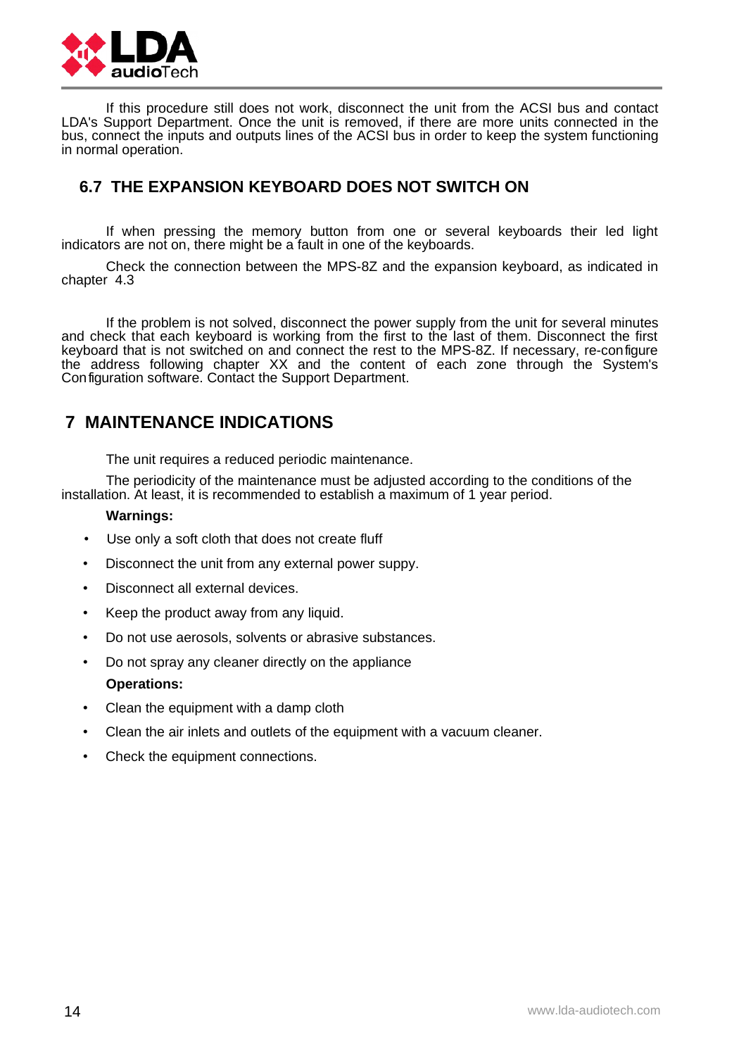If this procedure still does not work, disconnect the unit from the ACSI bus and contact LDA's Support Department. Once the unit is removed, if there are more units connected in the bus, connect the inputs and outputs lines of the ACSI bus in order to keep the system functioning in normal operation.

### 6.7 THE EXPANSION KEYBOARD DOES NOT SWITCH ON

If when pressing the memory button from one or several keyboards their led light indicators are not on, there might be a fault in one of the keyboards.

Check the connection between the MPS-8Z and the expansion keyboard, as indicated in chapter 4.3

If the problem is not solved, disconnect the power supply from the unit for several minutes and check that each keyboard is working from the first to the last of them. Disconnect the first keyboard that is not switched on and connect the rest to the MPS-8Z. If necessary, re-configure the address following chapter XX and the content of each zone through the System's Configuration software. Contact the Support Department.

## 7 MAINTENANCE INDICATIONS

The unit requires a reduced periodic maintenance.

The periodicity of the maintenance must be adjusted according to the conditions of the installation. At least, it is recommended to establish a maximum of 1 year period.

**Warnings:**

- Use only a soft cloth that does not create fluff
- Disconnect the unit from any external power suppy.
- Disconnect all external devices.
- Keep the product away from any liquid.
- Do not use aerosols, solvents or abrasive substances.
- Do not spray any cleaner directly on the appliance

**Operations:**

- Clean the equipment with a damp cloth
- Clean the air inlets and outlets of the equipment with a vacuum cleaner.
- Check the equipment connections.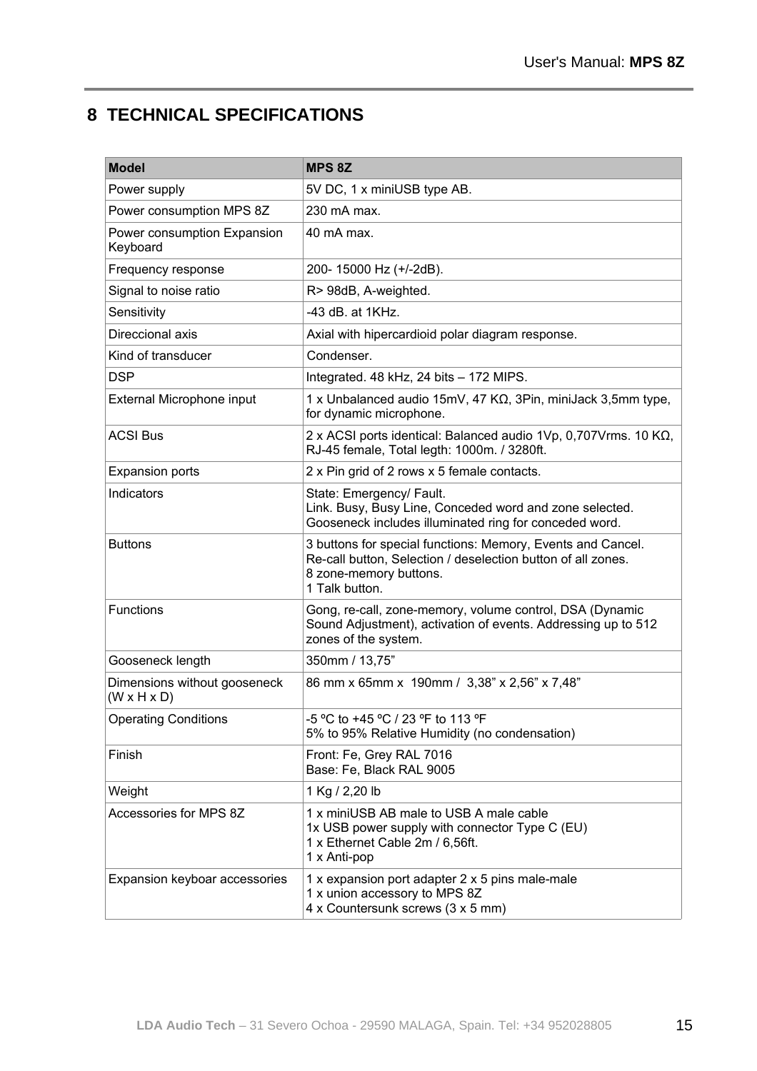# 8 TECHNICAL SPECIFICATIONS

| Model | MPS 8Z |
|---|---|
| Power supply | 5V DC, 1 x miniUSB type AB. |
| Power consumption MPS 8Z | 230 mA max. |
| Power consumption Expansion Keyboard | 40 mA max. |
| Frequency response | 200- 15000 Hz (+/-2dB). |
| Signal to noise ratio | R> 98dB, A-weighted. |
| Sensitivity | -43 dB. at 1KHz. |
| Direccional axis | Axial with hipercardioid polar diagram response. |
| Kind of transducer | Condenser. |
| DSP | Integrated. 48 kHz, 24 bits – 172 MIPS. |
| External Microphone input | 1 x Unbalanced audio 15mV, 47 KΩ, 3Pin, miniJack 3,5mm type, for dynamic microphone. |
| ACSI Bus | 2 x ACSI ports identical: Balanced audio 1Vp, 0,707Vrms. 10 KΩ, RJ-45 female, Total legth: 1000m. / 3280ft. |
| Expansion ports | 2 x Pin grid of 2 rows x 5 female contacts. |
| Indicators | State: Emergency/ Fault.<br>Link. Busy, Busy Line, Conceded word and zone selected.<br>Gooseneck includes illuminated ring for conceded word. |
| Buttons | 3 buttons for special functions: Memory, Events and Cancel.<br>Re-call button, Selection / deselection button of all zones.<br>8 zone-memory buttons.<br>1 Talk button. |
| Functions | Gong, re-call, zone-memory, volume control, DSA (Dynamic Sound Adjustment), activation of events. Addressing up to 512 zones of the system. |
| Gooseneck length | 350mm / 13,75” |
| Dimensions without gooseneck (W x H x D) | 86 mm x 65mm x 190mm / 3,38” x 2,56” x 7,48” |
| Operating Conditions | -5 ºC to +45 ºC / 23 ºF to 113 ºF<br>5% to 95% Relative Humidity (no condensation) |
| Finish | Front: Fe, Grey RAL 7016<br>Base: Fe, Black RAL 9005 |
| Weight | 1 Kg / 2,20 lb |
| Accessories for MPS 8Z | 1 x miniUSB AB male to USB A male cable<br>1x USB power supply with connector Type C (EU)<br>1 x Ethernet Cable 2m / 6,56ft.<br>1 x Anti-pop |
| Expansion keyboar accessories | 1 x expansion port adapter 2 x 5 pins male-male<br>1 x union accessory to MPS 8Z<br>4 x Countersunk screws (3 x 5 mm) |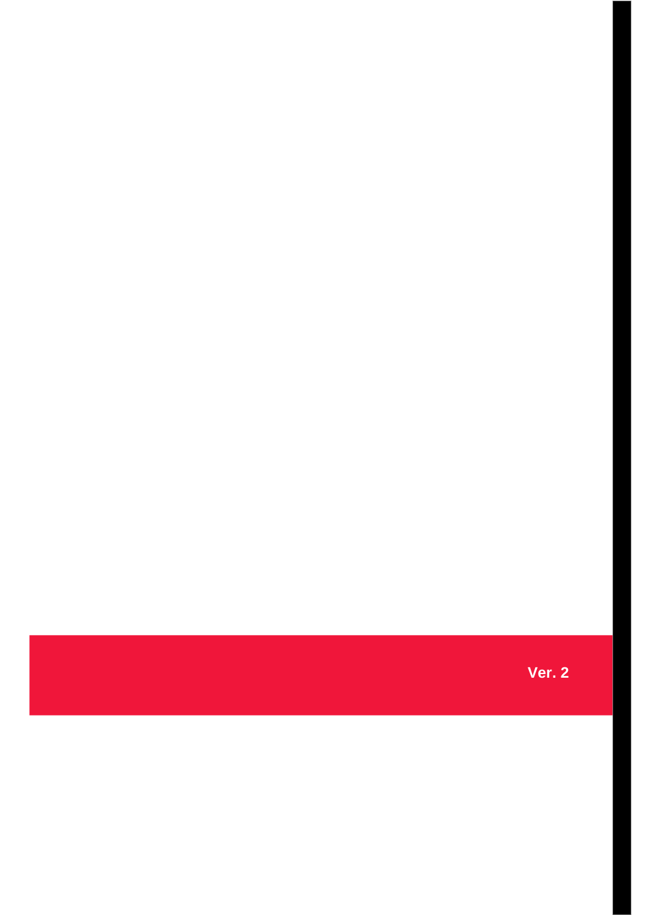Ver. 2